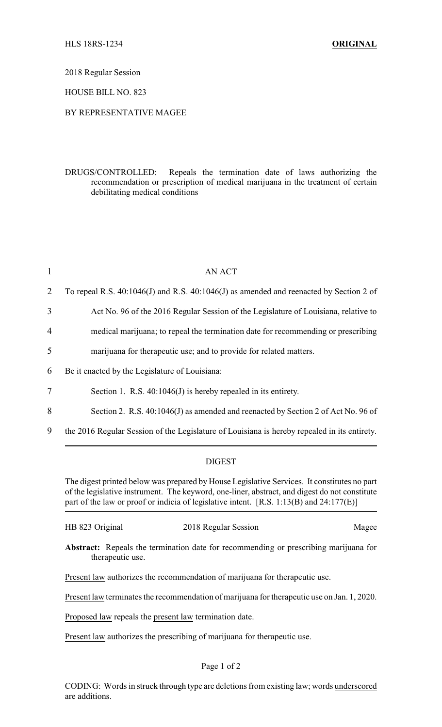HLS 18RS-1234 **ORIGINAL**

2018 Regular Session

HOUSE BILL NO. 823

BY REPRESENTATIVE MAGEE

DRUGS/CONTROLLED: Repeals the termination date of laws authorizing the recommendation or prescription of medical marijuana in the treatment of certain debilitating medical conditions

1 AN ACT

2 To repeal R.S. 40:1046(J) and R.S. 40:1046(J) as amended and reenacted by Section 2 of

3 Act No. 96 of the 2016 Regular Session of the Legislature of Louisiana, relative to

4 medical marijuana; to repeal the termination date for recommending or prescribing

5 marijuana for therapeutic use; and to provide for related matters.

6 Be it enacted by the Legislature of Louisiana:

7 Section 1. R.S. 40:1046(J) is hereby repealed in its entirety.

8 Section 2. R.S. 40:1046(J) as amended and reenacted by Section 2 of Act No. 96 of

9 the 2016 Regular Session of the Legislature of Louisiana is hereby repealed in its entirety.

## DIGEST

The digest printed below was prepared by House Legislative Services. It constitutes no part of the legislative instrument. The keyword, one-liner, abstract, and digest do not constitute part of the law or proof or indicia of legislative intent. [R.S. 1:13(B) and 24:177(E)]

HB 823 Original 2018 Regular Session Magee

**Abstract:** Repeals the termination date for recommending or prescribing marijuana for therapeutic use.

Present law authorizes the recommendation of marijuana for therapeutic use.

Present law terminates the recommendation of marijuana for therapeutic use on Jan. 1, 2020.

Proposed law repeals the present law termination date.

Present law authorizes the prescribing of marijuana for therapeutic use.

CODING: Words in ~~struck through~~ type are deletions from existing law; words underscored are additions.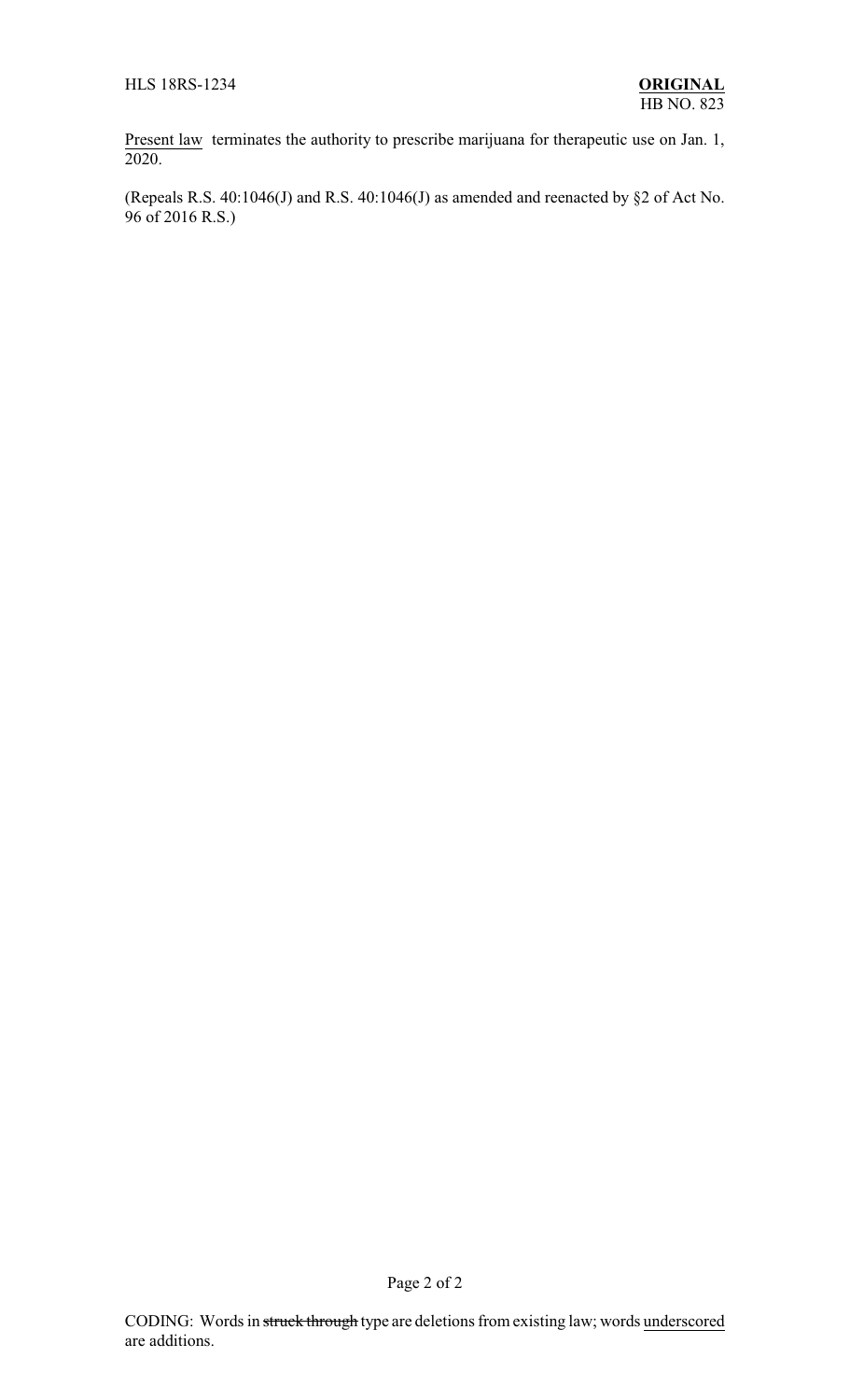Present law terminates the authority to prescribe marijuana for therapeutic use on Jan. 1, 2020.

(Repeals R.S. 40:1046(J) and R.S. 40:1046(J) as amended and reenacted by §2 of Act No. 96 of 2016 R.S.)

CODING: Words in ~~struck through~~ type are deletions from existing law; words underscored are additions.